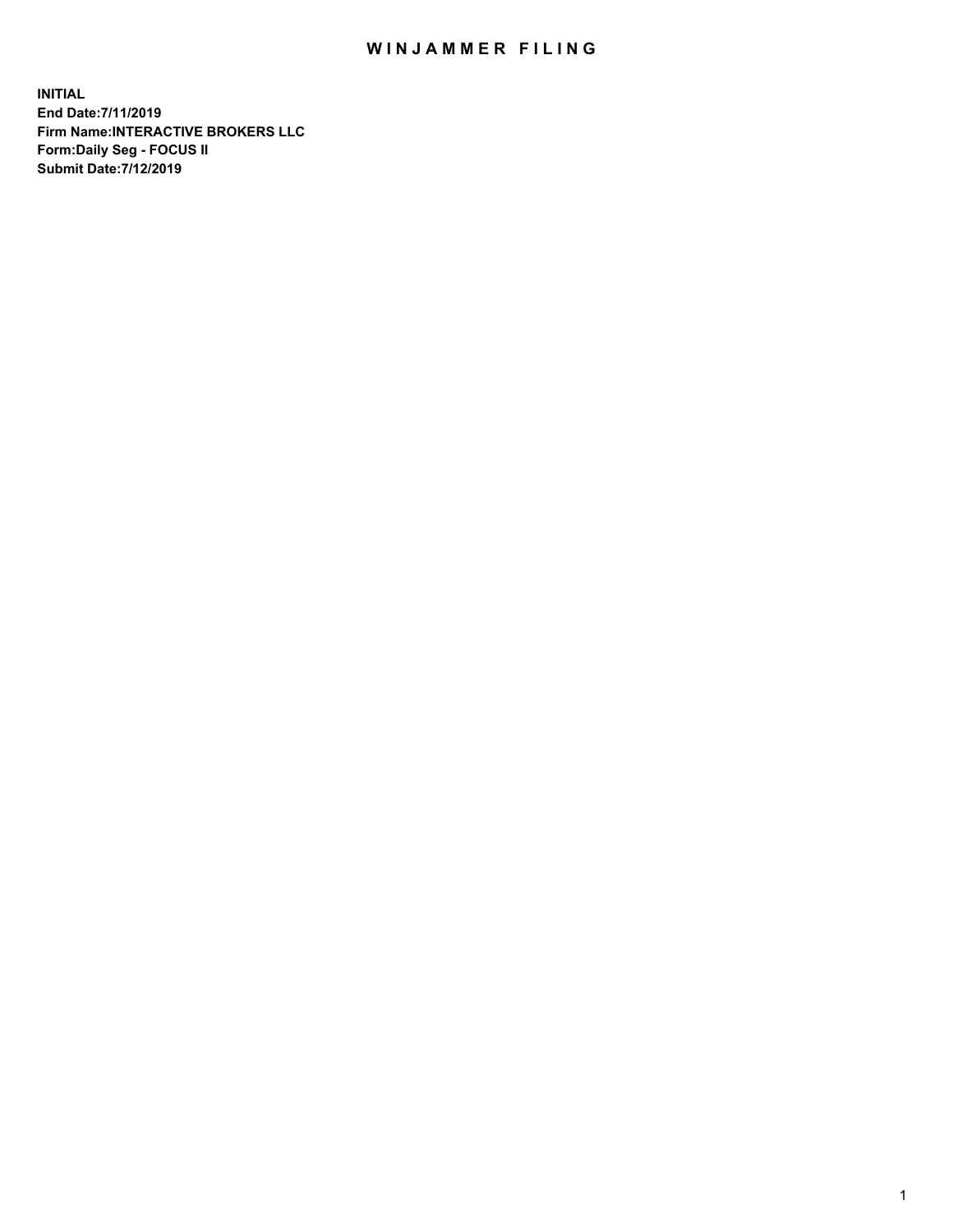# WINJAMMER FILING

**INITIAL**
**End Date:7/11/2019**
**Firm Name:INTERACTIVE BROKERS LLC**
**Form:Daily Seg - FOCUS II**
**Submit Date:7/12/2019**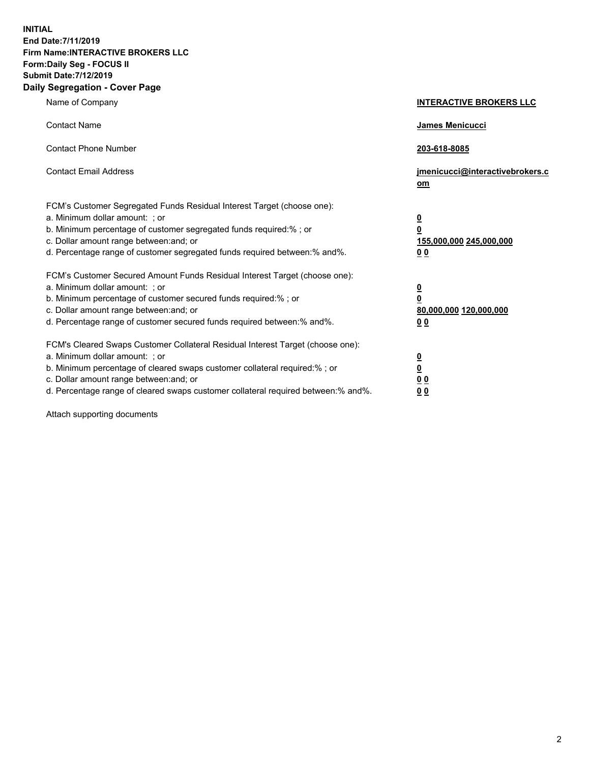**INITIAL**
**End Date:7/11/2019**
**Firm Name:INTERACTIVE BROKERS LLC**
**Form:Daily Seg - FOCUS II**
**Submit Date:7/12/2019**

## Daily Segregation - Cover Page

| | |
|---|---|
| Name of Company | **INTERACTIVE BROKERS LLC** |
| Contact Name | **James Menicucci** |
| Contact Phone Number | **203-618-8085** |
| Contact Email Address | **jmenicucci@interactivebrokers.com** |

| | |
|---|---|
| FCM's Customer Segregated Funds Residual Interest Target (choose one): | |
| a. Minimum dollar amount: ; or | **0** |
| b. Minimum percentage of customer segregated funds required:% ; or | **0** |
| c. Dollar amount range between:and; or | **155,000,000 245,000,000** |
| d. Percentage range of customer segregated funds required between:% and%. | **0 0** |
| FCM's Customer Secured Amount Funds Residual Interest Target (choose one): | |
| a. Minimum dollar amount: ; or | **0** |
| b. Minimum percentage of customer secured funds required:% ; or | **0** |
| c. Dollar amount range between:and; or | **80,000,000 120,000,000** |
| d. Percentage range of customer secured funds required between:% and%. | **0 0** |
| FCM's Cleared Swaps Customer Collateral Residual Interest Target (choose one): | |
| a. Minimum dollar amount: ; or | **0** |
| b. Minimum percentage of cleared swaps customer collateral required:% ; or | **0** |
| c. Dollar amount range between:and; or | **0 0** |
| d. Percentage range of cleared swaps customer collateral required between:% and%. | **0 0** |

Attach supporting documents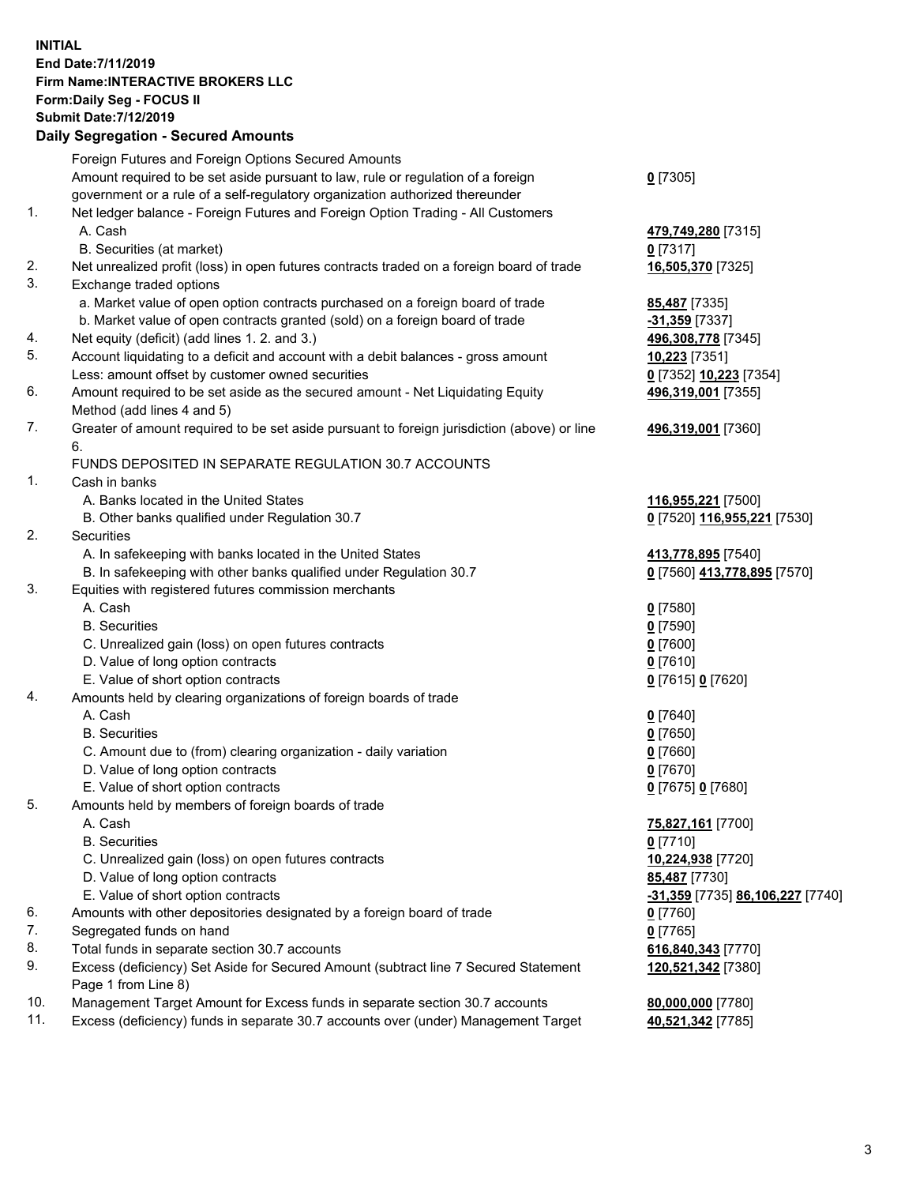**INITIAL**
**End Date:7/11/2019**
**Firm Name:INTERACTIVE BROKERS LLC**
**Form:Daily Seg - FOCUS II**
**Submit Date:7/12/2019**

## Daily Segregation - Secured Amounts

| | | |
|---|---|---|
| | Foreign Futures and Foreign Options Secured Amounts | |
| | Amount required to be set aside pursuant to law, rule or regulation of a foreign government or a rule of a self-regulatory organization authorized thereunder | **0** [7305] |
| 1. | Net ledger balance - Foreign Futures and Foreign Option Trading - All Customers | |
| | A. Cash | **479,749,280** [7315] |
| | B. Securities (at market) | **0** [7317] |
| 2. | Net unrealized profit (loss) in open futures contracts traded on a foreign board of trade | **16,505,370** [7325] |
| 3. | Exchange traded options | |
| | a. Market value of open option contracts purchased on a foreign board of trade | **85,487** [7335] |
| | b. Market value of open contracts granted (sold) on a foreign board of trade | **-31,359** [7337] |
| 4. | Net equity (deficit) (add lines 1. 2. and 3.) | **496,308,778** [7345] |
| 5. | Account liquidating to a deficit and account with a debit balances - gross amount | **10,223** [7351] |
| | Less: amount offset by customer owned securities | **0** [7352] **10,223** [7354] |
| 6. | Amount required to be set aside as the secured amount - Net Liquidating Equity Method (add lines 4 and 5) | **496,319,001** [7355] |
| 7. | Greater of amount required to be set aside pursuant to foreign jurisdiction (above) or line 6. | **496,319,001** [7360] |
| | FUNDS DEPOSITED IN SEPARATE REGULATION 30.7 ACCOUNTS | |
| 1. | Cash in banks | |
| | A. Banks located in the United States | **116,955,221** [7500] |
| | B. Other banks qualified under Regulation 30.7 | **0** [7520] **116,955,221** [7530] |
| 2. | Securities | |
| | A. In safekeeping with banks located in the United States | **413,778,895** [7540] |
| | B. In safekeeping with other banks qualified under Regulation 30.7 | **0** [7560] **413,778,895** [7570] |
| 3. | Equities with registered futures commission merchants | |
| | A. Cash | **0** [7580] |
| | B. Securities | **0** [7590] |
| | C. Unrealized gain (loss) on open futures contracts | **0** [7600] |
| | D. Value of long option contracts | **0** [7610] |
| | E. Value of short option contracts | **0** [7615] **0** [7620] |
| 4. | Amounts held by clearing organizations of foreign boards of trade | |
| | A. Cash | **0** [7640] |
| | B. Securities | **0** [7650] |
| | C. Amount due to (from) clearing organization - daily variation | **0** [7660] |
| | D. Value of long option contracts | **0** [7670] |
| | E. Value of short option contracts | **0** [7675] **0** [7680] |
| 5. | Amounts held by members of foreign boards of trade | |
| | A. Cash | **75,827,161** [7700] |
| | B. Securities | **0** [7710] |
| | C. Unrealized gain (loss) on open futures contracts | **10,224,938** [7720] |
| | D. Value of long option contracts | **85,487** [7730] |
| | E. Value of short option contracts | **-31,359** [7735] **86,106,227** [7740] |
| 6. | Amounts with other depositories designated by a foreign board of trade | **0** [7760] |
| 7. | Segregated funds on hand | **0** [7765] |
| 8. | Total funds in separate section 30.7 accounts | **616,840,343** [7770] |
| 9. | Excess (deficiency) Set Aside for Secured Amount (subtract line 7 Secured Statement Page 1 from Line 8) | **120,521,342** [7380] |
| 10. | Management Target Amount for Excess funds in separate section 30.7 accounts | **80,000,000** [7780] |
| 11. | Excess (deficiency) funds in separate 30.7 accounts over (under) Management Target | **40,521,342** [7785] |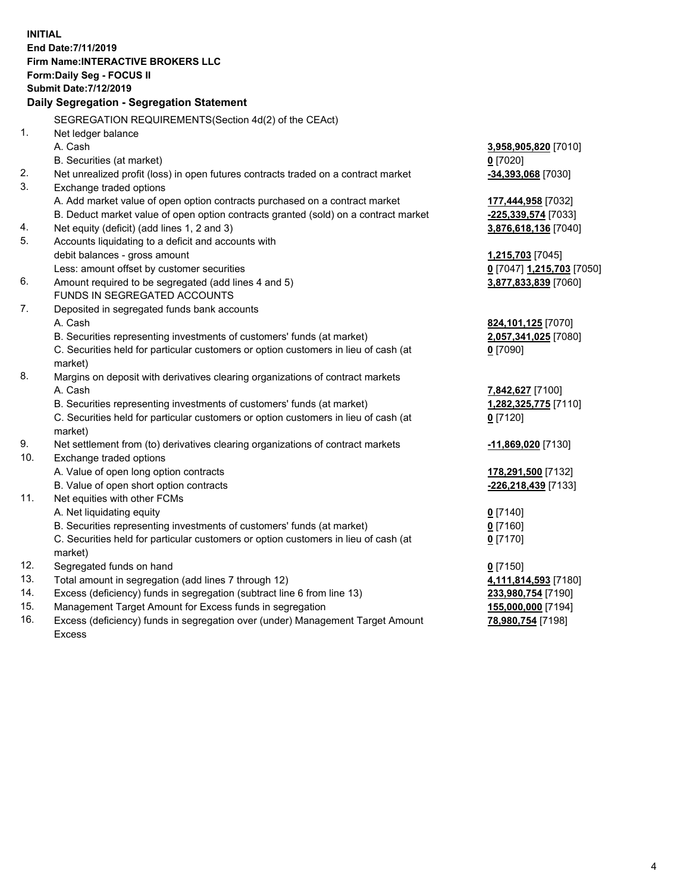**INITIAL**
**End Date:7/11/2019**
**Firm Name:INTERACTIVE BROKERS LLC**
**Form:Daily Seg - FOCUS II**
**Submit Date:7/12/2019**
**Daily Segregation - Segregation Statement**

SEGREGATION REQUIREMENTS(Section 4d(2) of the CEAct)

| | | |
|---|---|---|
| 1. | Net ledger balance | |
| | A. Cash | **3,958,905,820** [7010] |
| | B. Securities (at market) | **0** [7020] |
| 2. | Net unrealized profit (loss) in open futures contracts traded on a contract market | **-34,393,068** [7030] |
| 3. | Exchange traded options | |
| | A. Add market value of open option contracts purchased on a contract market | **177,444,958** [7032] |
| | B. Deduct market value of open option contracts granted (sold) on a contract market | **-225,339,574** [7033] |
| 4. | Net equity (deficit) (add lines 1, 2 and 3) | **3,876,618,136** [7040] |
| 5. | Accounts liquidating to a deficit and accounts with | |
| | debit balances - gross amount | **1,215,703** [7045] |
| | Less: amount offset by customer securities | **0** [7047] **1,215,703** [7050] |
| 6. | Amount required to be segregated (add lines 4 and 5) | **3,877,833,839** [7060] |
| | FUNDS IN SEGREGATED ACCOUNTS | |
| 7. | Deposited in segregated funds bank accounts | |
| | A. Cash | **824,101,125** [7070] |
| | B. Securities representing investments of customers' funds (at market) | **2,057,341,025** [7080] |
| | C. Securities held for particular customers or option customers in lieu of cash (at market) | **0** [7090] |
| 8. | Margins on deposit with derivatives clearing organizations of contract markets | |
| | A. Cash | **7,842,627** [7100] |
| | B. Securities representing investments of customers' funds (at market) | **1,282,325,775** [7110] |
| | C. Securities held for particular customers or option customers in lieu of cash (at market) | **0** [7120] |
| 9. | Net settlement from (to) derivatives clearing organizations of contract markets | **-11,869,020** [7130] |
| 10. | Exchange traded options | |
| | A. Value of open long option contracts | **178,291,500** [7132] |
| | B. Value of open short option contracts | **-226,218,439** [7133] |
| 11. | Net equities with other FCMs | |
| | A. Net liquidating equity | **0** [7140] |
| | B. Securities representing investments of customers' funds (at market) | **0** [7160] |
| | C. Securities held for particular customers or option customers in lieu of cash (at market) | **0** [7170] |
| 12. | Segregated funds on hand | **0** [7150] |
| 13. | Total amount in segregation (add lines 7 through 12) | **4,111,814,593** [7180] |
| 14. | Excess (deficiency) funds in segregation (subtract line 6 from line 13) | **233,980,754** [7190] |
| 15. | Management Target Amount for Excess funds in segregation | **155,000,000** [7194] |
| 16. | Excess (deficiency) funds in segregation over (under) Management Target Amount Excess | **78,980,754** [7198] |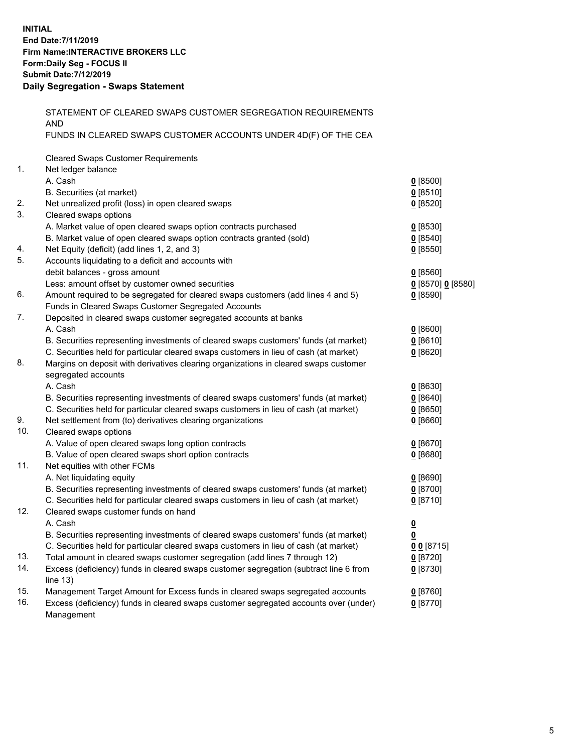**INITIAL**
**End Date:7/11/2019**
**Firm Name:INTERACTIVE BROKERS LLC**
**Form:Daily Seg - FOCUS II**
**Submit Date:7/12/2019**
**Daily Segregation - Swaps Statement**

STATEMENT OF CLEARED SWAPS CUSTOMER SEGREGATION REQUIREMENTS
AND
FUNDS IN CLEARED SWAPS CUSTOMER ACCOUNTS UNDER 4D(F) OF THE CEA

| | | |
|---|---|---|
| | Cleared Swaps Customer Requirements | |
| 1. | Net ledger balance | |
| | A. Cash | 0 [8500] |
| | B. Securities (at market) | 0 [8510] |
| 2. | Net unrealized profit (loss) in open cleared swaps | 0 [8520] |
| 3. | Cleared swaps options | |
| | A. Market value of open cleared swaps option contracts purchased | 0 [8530] |
| | B. Market value of open cleared swaps option contracts granted (sold) | 0 [8540] |
| 4. | Net Equity (deficit) (add lines 1, 2, and 3) | 0 [8550] |
| 5. | Accounts liquidating to a deficit and accounts with | |
| | debit balances - gross amount | 0 [8560] |
| | Less: amount offset by customer owned securities | 0 [8570] 0 [8580] |
| 6. | Amount required to be segregated for cleared swaps customers (add lines 4 and 5) | 0 [8590] |
| | Funds in Cleared Swaps Customer Segregated Accounts | |
| 7. | Deposited in cleared swaps customer segregated accounts at banks | |
| | A. Cash | 0 [8600] |
| | B. Securities representing investments of cleared swaps customers' funds (at market) | 0 [8610] |
| | C. Securities held for particular cleared swaps customers in lieu of cash (at market) | 0 [8620] |
| 8. | Margins on deposit with derivatives clearing organizations in cleared swaps customer segregated accounts | |
| | A. Cash | 0 [8630] |
| | B. Securities representing investments of cleared swaps customers' funds (at market) | 0 [8640] |
| | C. Securities held for particular cleared swaps customers in lieu of cash (at market) | 0 [8650] |
| 9. | Net settlement from (to) derivatives clearing organizations | 0 [8660] |
| 10. | Cleared swaps options | |
| | A. Value of open cleared swaps long option contracts | 0 [8670] |
| | B. Value of open cleared swaps short option contracts | 0 [8680] |
| 11. | Net equities with other FCMs | |
| | A. Net liquidating equity | 0 [8690] |
| | B. Securities representing investments of cleared swaps customers' funds (at market) | 0 [8700] |
| | C. Securities held for particular cleared swaps customers in lieu of cash (at market) | 0 [8710] |
| 12. | Cleared swaps customer funds on hand | |
| | A. Cash | 0 |
| | B. Securities representing investments of cleared swaps customers' funds (at market) | 0 |
| | C. Securities held for particular cleared swaps customers in lieu of cash (at market) | 0 0 [8715] |
| 13. | Total amount in cleared swaps customer segregation (add lines 7 through 12) | 0 [8720] |
| 14. | Excess (deficiency) funds in cleared swaps customer segregation (subtract line 6 from line 13) | 0 [8730] |
| 15. | Management Target Amount for Excess funds in cleared swaps segregated accounts | 0 [8760] |
| 16. | Excess (deficiency) funds in cleared swaps customer segregated accounts over (under) Management | 0 [8770] |